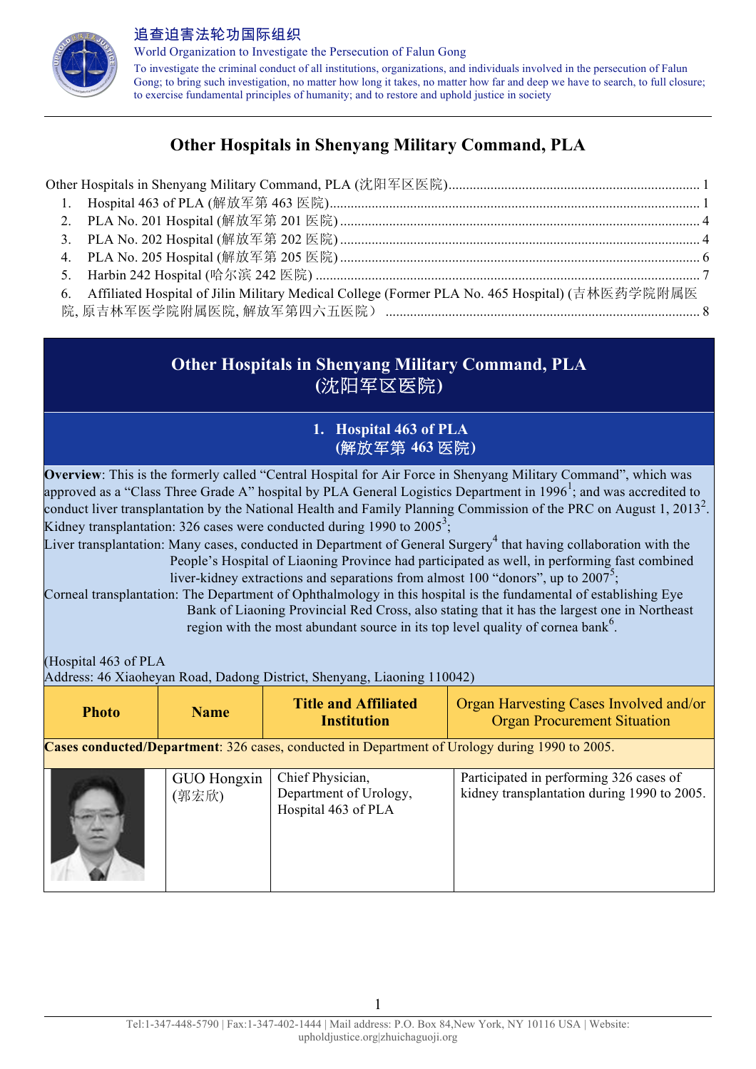追查迫害法轮功国际组织

World Organization to Investigate the Persecution of Falun Gong

To investigate the criminal conduct of all institutions, organizations, and individuals involved in the persecution of Falun Gong; to bring such investigation, no matter how long it takes, no matter how far and deep we have to search, to full closure; to exercise fundamental principles of humanity; and to restore and uphold justice in society

# Other Hospitals in Shenyang Military Command, PLA

Other Hospitals in Shenyang Military Command, PLA (沈阳军区医院)....... 1
1. Hospital 463 of PLA (解放军第 463 医院)....... 1
2. PLA No. 201 Hospital (解放军第 201 医院)....... 4
3. PLA No. 202 Hospital (解放军第 202 医院)....... 4
4. PLA No. 205 Hospital (解放军第 205 医院)....... 6
5. Harbin 242 Hospital (哈尔滨 242 医院)....... 7
6. Affiliated Hospital of Jilin Military Medical College (Former PLA No. 465 Hospital) (吉林医药学院附属医院, 原吉林军医学院附属医院, 解放军第四六五医院) ....... 8

## Other Hospitals in Shenyang Military Command, PLA (沈阳军区医院)

### 1. Hospital 463 of PLA (解放军第 463 医院)

**Overview**: This is the formerly called "Central Hospital for Air Force in Shenyang Military Command", which was approved as a "Class Three Grade A" hospital by PLA General Logistics Department in 1996[1]; and was accredited to conduct liver transplantation by the National Health and Family Planning Commission of the PRC on August 1, 2013[2].

Kidney transplantation: 326 cases were conducted during 1990 to 2005[3];

Liver transplantation: Many cases, conducted in Department of General Surgery[4] that having collaboration with the People's Hospital of Liaoning Province had participated as well, in performing fast combined liver-kidney extractions and separations from almost 100 "donors", up to 2007[5];

Corneal transplantation: The Department of Ophthalmology in this hospital is the fundamental of establishing Eye Bank of Liaoning Provincial Red Cross, also stating that it has the largest one in Northeast region with the most abundant source in its top level quality of cornea bank[6].

(Hospital 463 of PLA
Address: 46 Xiaoheyan Road, Dadong District, Shenyang, Liaoning 110042)

| Photo | Name | Title and Affiliated Institution | Organ Harvesting Cases Involved and/or Organ Procurement Situation |
|---|---|---|---|
| **Cases conducted/Department**: 326 cases, conducted in Department of Urology during 1990 to 2005. | | | |
| | GUO Hongxin (郭宏欣) | Chief Physician, Department of Urology, Hospital 463 of PLA | Participated in performing 326 cases of kidney transplantation during 1990 to 2005. |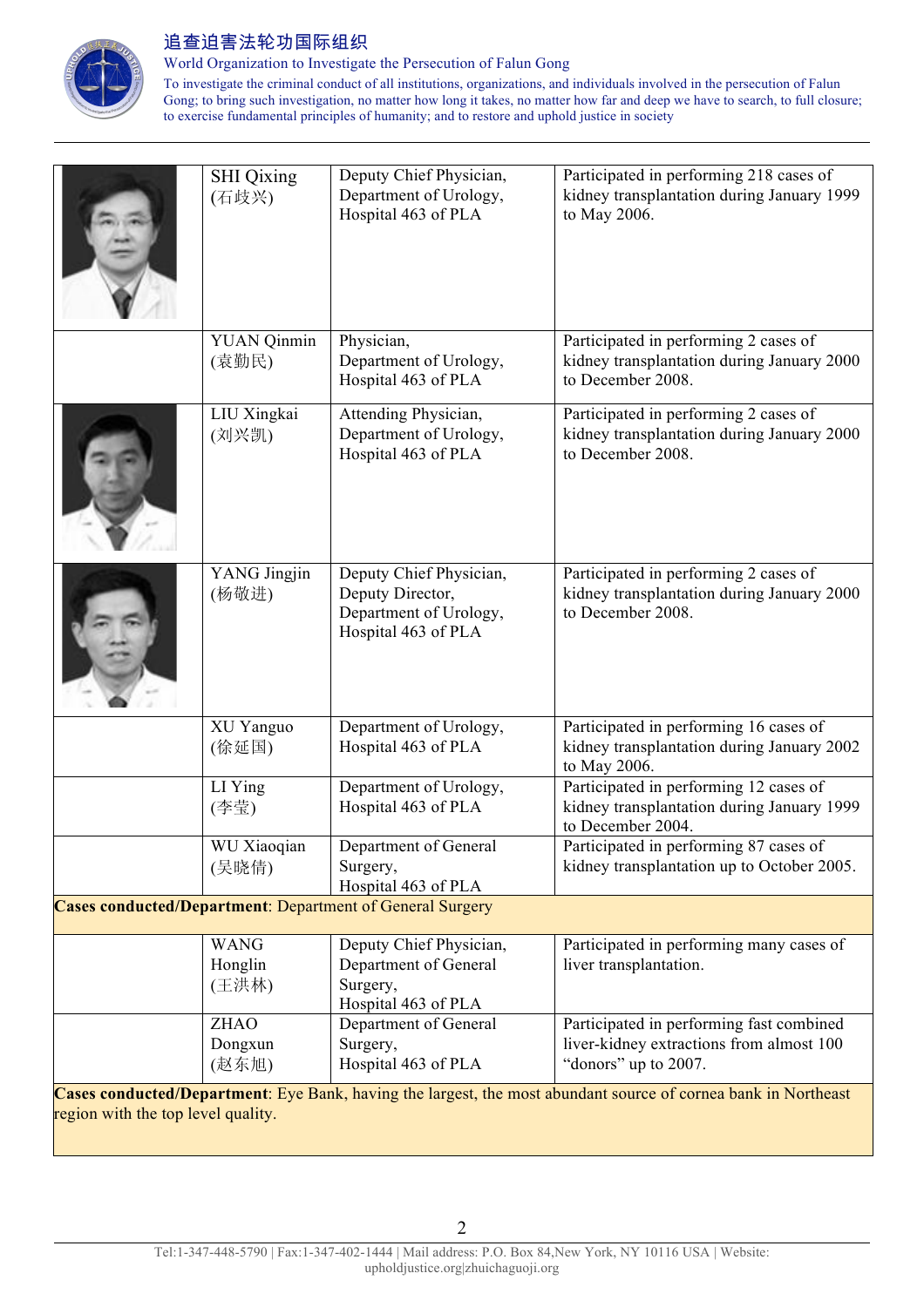| | | | |
|---|---|---|---|
| | SHI Qixing (石歧兴) | Deputy Chief Physician, Department of Urology, Hospital 463 of PLA | Participated in performing 218 cases of kidney transplantation during January 1999 to May 2006. |
| | YUAN Qinmin (袁勤民) | Physician, Department of Urology, Hospital 463 of PLA | Participated in performing 2 cases of kidney transplantation during January 2000 to December 2008. |
| | LIU Xingkai (刘兴凯) | Attending Physician, Department of Urology, Hospital 463 of PLA | Participated in performing 2 cases of kidney transplantation during January 2000 to December 2008. |
| | YANG Jingjin (杨敬进) | Deputy Chief Physician, Deputy Director, Department of Urology, Hospital 463 of PLA | Participated in performing 2 cases of kidney transplantation during January 2000 to December 2008. |
| | XU Yanguo (徐延国) | Department of Urology, Hospital 463 of PLA | Participated in performing 16 cases of kidney transplantation during January 2002 to May 2006. |
| | LI Ying (李莹) | Department of Urology, Hospital 463 of PLA | Participated in performing 12 cases of kidney transplantation during January 1999 to December 2004. |
| | WU Xiaoqian (吴晓倩) | Department of General Surgery, Hospital 463 of PLA | Participated in performing 87 cases of kidney transplantation up to October 2005. |
| **Cases conducted/Department**: Department of General Surgery | | | |
| | WANG Honglin (王洪林) | Deputy Chief Physician, Department of General Surgery, Hospital 463 of PLA | Participated in performing many cases of liver transplantation. |
| | ZHAO Dongxun (赵东旭) | Department of General Surgery, Hospital 463 of PLA | Participated in performing fast combined liver-kidney extractions from almost 100 "donors" up to 2007. |
| **Cases conducted/Department**: Eye Bank, having the largest, the most abundant source of cornea bank in Northeast region with the top level quality. | | | |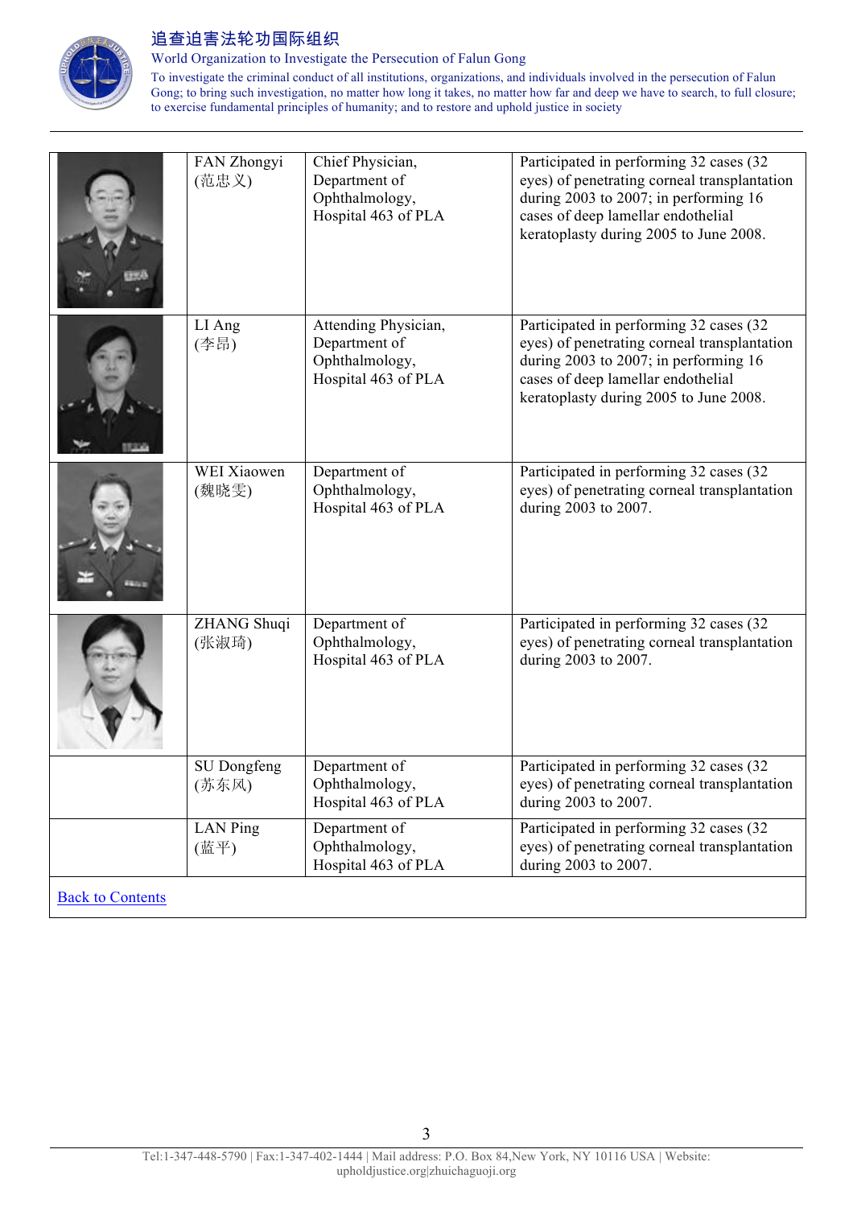| | Name | Position | Involvement |
|---|---|---|---|
| | FAN Zhongyi (范忠义) | Chief Physician, Department of Ophthalmology, Hospital 463 of PLA | Participated in performing 32 cases (32 eyes) of penetrating corneal transplantation during 2003 to 2007; in performing 16 cases of deep lamellar endothelial keratoplasty during 2005 to June 2008. |
| | LI Ang (李昂) | Attending Physician, Department of Ophthalmology, Hospital 463 of PLA | Participated in performing 32 cases (32 eyes) of penetrating corneal transplantation during 2003 to 2007; in performing 16 cases of deep lamellar endothelial keratoplasty during 2005 to June 2008. |
| | WEI Xiaowen (魏晓雯) | Department of Ophthalmology, Hospital 463 of PLA | Participated in performing 32 cases (32 eyes) of penetrating corneal transplantation during 2003 to 2007. |
| | ZHANG Shuqi (张淑琦) | Department of Ophthalmology, Hospital 463 of PLA | Participated in performing 32 cases (32 eyes) of penetrating corneal transplantation during 2003 to 2007. |
| | SU Dongfeng (苏东风) | Department of Ophthalmology, Hospital 463 of PLA | Participated in performing 32 cases (32 eyes) of penetrating corneal transplantation during 2003 to 2007. |
| | LAN Ping (蓝平) | Department of Ophthalmology, Hospital 463 of PLA | Participated in performing 32 cases (32 eyes) of penetrating corneal transplantation during 2003 to 2007. |

[Back to Contents]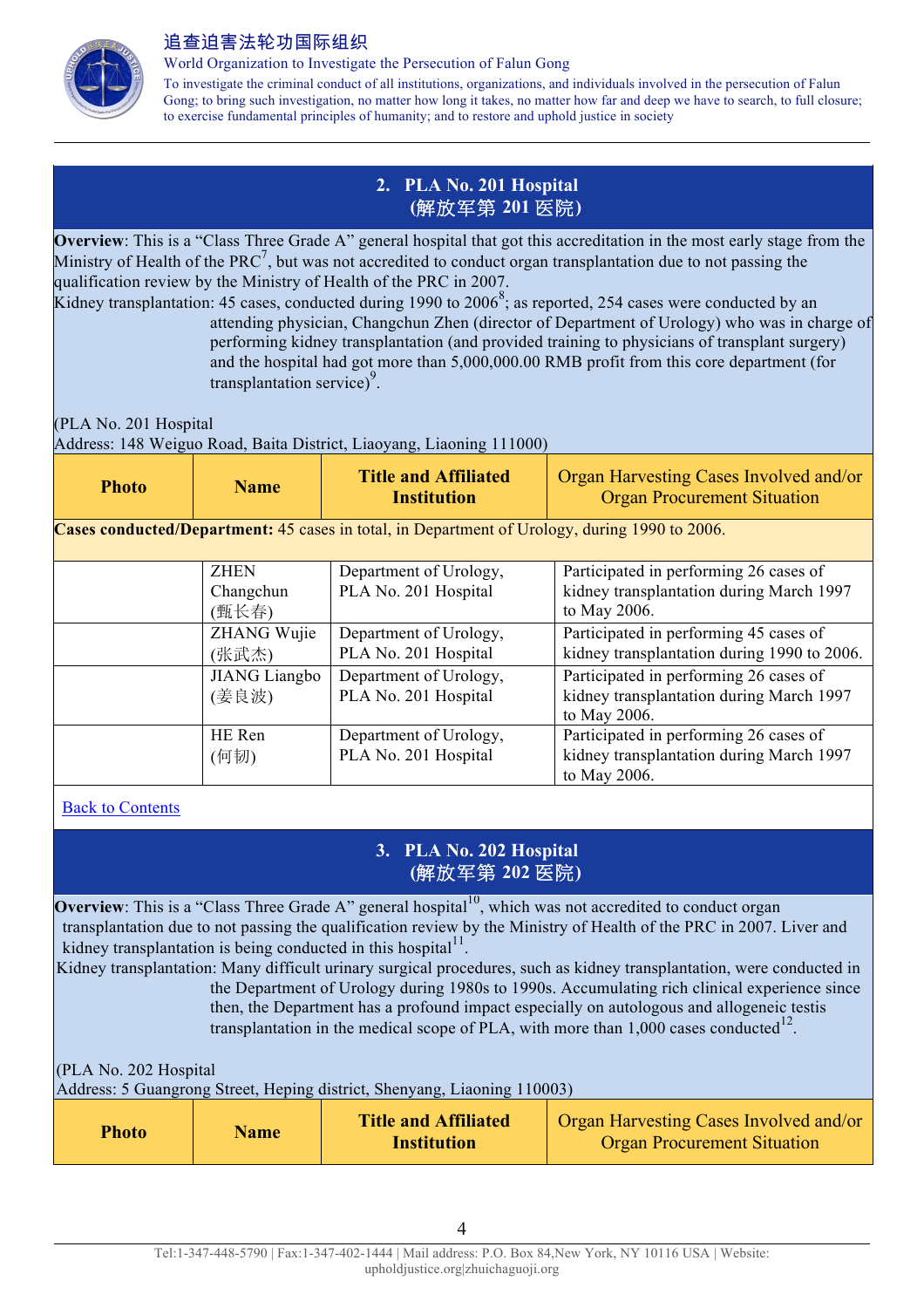## 2. PLA No. 201 Hospital
## (解放军第 201 医院)

**Overview**: This is a "Class Three Grade A" general hospital that got this accreditation in the most early stage from the Ministry of Health of the PRC[7], but was not accredited to conduct organ transplantation due to not passing the qualification review by the Ministry of Health of the PRC in 2007.

Kidney transplantation: 45 cases, conducted during 1990 to 2006[8]; as reported, 254 cases were conducted by an attending physician, Changchun Zhen (director of Department of Urology) who was in charge of performing kidney transplantation (and provided training to physicians of transplant surgery) and the hospital had got more than 5,000,000.00 RMB profit from this core department (for transplantation service)[9].

(PLA No. 201 Hospital
Address: 148 Weiguo Road, Baita District, Liaoyang, Liaoning 111000)

| Photo | Name | Title and Affiliated Institution | Organ Harvesting Cases Involved and/or Organ Procurement Situation |
|---|---|---|---|
| **Cases conducted/Department:** 45 cases in total, in Department of Urology, during 1990 to 2006. | | | |
| | ZHEN Changchun (甄长春) | Department of Urology, PLA No. 201 Hospital | Participated in performing 26 cases of kidney transplantation during March 1997 to May 2006. |
| | ZHANG Wujie (张武杰) | Department of Urology, PLA No. 201 Hospital | Participated in performing 45 cases of kidney transplantation during 1990 to 2006. |
| | JIANG Liangbo (姜良波) | Department of Urology, PLA No. 201 Hospital | Participated in performing 26 cases of kidney transplantation during March 1997 to May 2006. |
| | HE Ren (何韧) | Department of Urology, PLA No. 201 Hospital | Participated in performing 26 cases of kidney transplantation during March 1997 to May 2006. |

[Back to Contents]

## 3. PLA No. 202 Hospital
## (解放军第 202 医院)

**Overview**: This is a "Class Three Grade A" general hospital[10], which was not accredited to conduct organ transplantation due to not passing the qualification review by the Ministry of Health of the PRC in 2007. Liver and kidney transplantation is being conducted in this hospital[11].

Kidney transplantation: Many difficult urinary surgical procedures, such as kidney transplantation, were conducted in the Department of Urology during 1980s to 1990s. Accumulating rich clinical experience since then, the Department has a profound impact especially on autologous and allogeneic testis transplantation in the medical scope of PLA, with more than 1,000 cases conducted[12].

(PLA No. 202 Hospital
Address: 5 Guangrong Street, Heping district, Shenyang, Liaoning 110003)

| Photo | Name | Title and Affiliated Institution | Organ Harvesting Cases Involved and/or Organ Procurement Situation |
|---|---|---|---|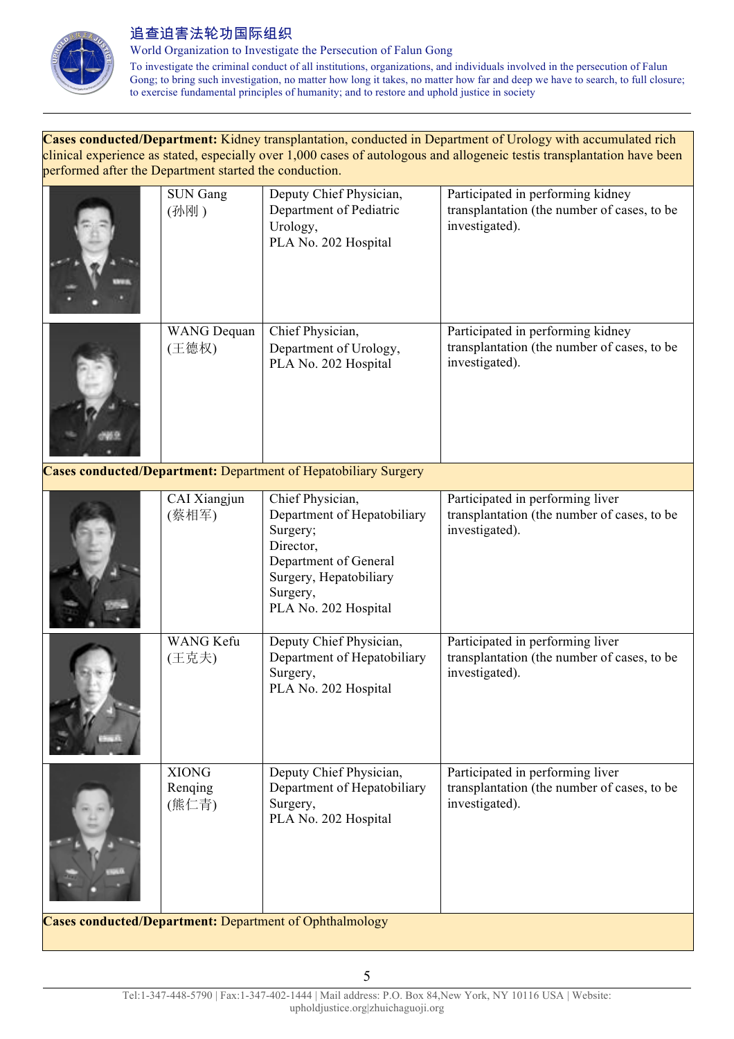| | | | |
|---|---|---|---|
| **Cases conducted/Department:** Kidney transplantation, conducted in Department of Urology with accumulated rich clinical experience as stated, especially over 1,000 cases of autologous and allogeneic testis transplantation have been performed after the Department started the conduction. | | | |
| | SUN Gang (孙刚 ) | Deputy Chief Physician, Department of Pediatric Urology, PLA No. 202 Hospital | Participated in performing kidney transplantation (the number of cases, to be investigated). |
| | WANG Dequan (王德权) | Chief Physician, Department of Urology, PLA No. 202 Hospital | Participated in performing kidney transplantation (the number of cases, to be investigated). |
| **Cases conducted/Department:** Department of Hepatobiliary Surgery | | | |
| | CAI Xiangjun (蔡相军) | Chief Physician, Department of Hepatobiliary Surgery; Director, Department of General Surgery, Hepatobiliary Surgery, PLA No. 202 Hospital | Participated in performing liver transplantation (the number of cases, to be investigated). |
| | WANG Kefu (王克夫) | Deputy Chief Physician, Department of Hepatobiliary Surgery, PLA No. 202 Hospital | Participated in performing liver transplantation (the number of cases, to be investigated). |
| | XIONG Renqing (熊仁青) | Deputy Chief Physician, Department of Hepatobiliary Surgery, PLA No. 202 Hospital | Participated in performing liver transplantation (the number of cases, to be investigated). |
| **Cases conducted/Department:** Department of Ophthalmology | | | |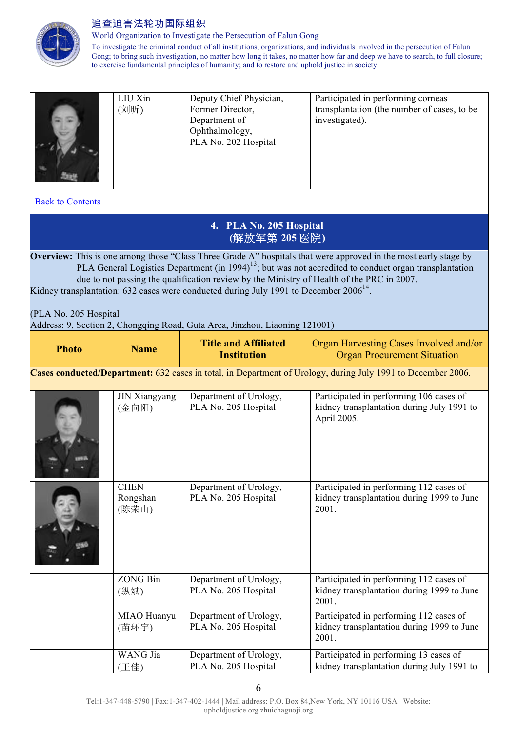| Photo | Name | Title and Affiliated Institution | Organ Harvesting Cases Involved and/or Organ Procurement Situation |
|---|---|---|---|
| | LIU Xin (刘昕) | Deputy Chief Physician, Former Director, Department of Ophthalmology, PLA No. 202 Hospital | Participated in performing corneas transplantation (the number of cases, to be investigated). |

Back to Contents

## 4. PLA No. 205 Hospital (解放军第 205 医院)

**Overview:** This is one among those "Class Three Grade A" hospitals that were approved in the most early stage by PLA General Logistics Department (in 1994)[13]; but was not accredited to conduct organ transplantation due to not passing the qualification review by the Ministry of Health of the PRC in 2007.

Kidney transplantation: 632 cases were conducted during July 1991 to December 2006[14].

(PLA No. 205 Hospital
Address: 9, Section 2, Chongqing Road, Guta Area, Jinzhou, Liaoning 121001)

| Photo | Name | Title and Affiliated Institution | Organ Harvesting Cases Involved and/or Organ Procurement Situation |
|---|---|---|---|
| **Cases conducted/Department:** 632 cases in total, in Department of Urology, during July 1991 to December 2006. | | | |
| | JIN Xiangyang (金向阳) | Department of Urology, PLA No. 205 Hospital | Participated in performing 106 cases of kidney transplantation during July 1991 to April 2005. |
| | CHEN Rongshan (陈荣山) | Department of Urology, PLA No. 205 Hospital | Participated in performing 112 cases of kidney transplantation during 1999 to June 2001. |
| | ZONG Bin (纵斌) | Department of Urology, PLA No. 205 Hospital | Participated in performing 112 cases of kidney transplantation during 1999 to June 2001. |
| | MIAO Huanyu (苗环宇) | Department of Urology, PLA No. 205 Hospital | Participated in performing 112 cases of kidney transplantation during 1999 to June 2001. |
| | WANG Jia (王佳) | Department of Urology, PLA No. 205 Hospital | Participated in performing 13 cases of kidney transplantation during July 1991 to |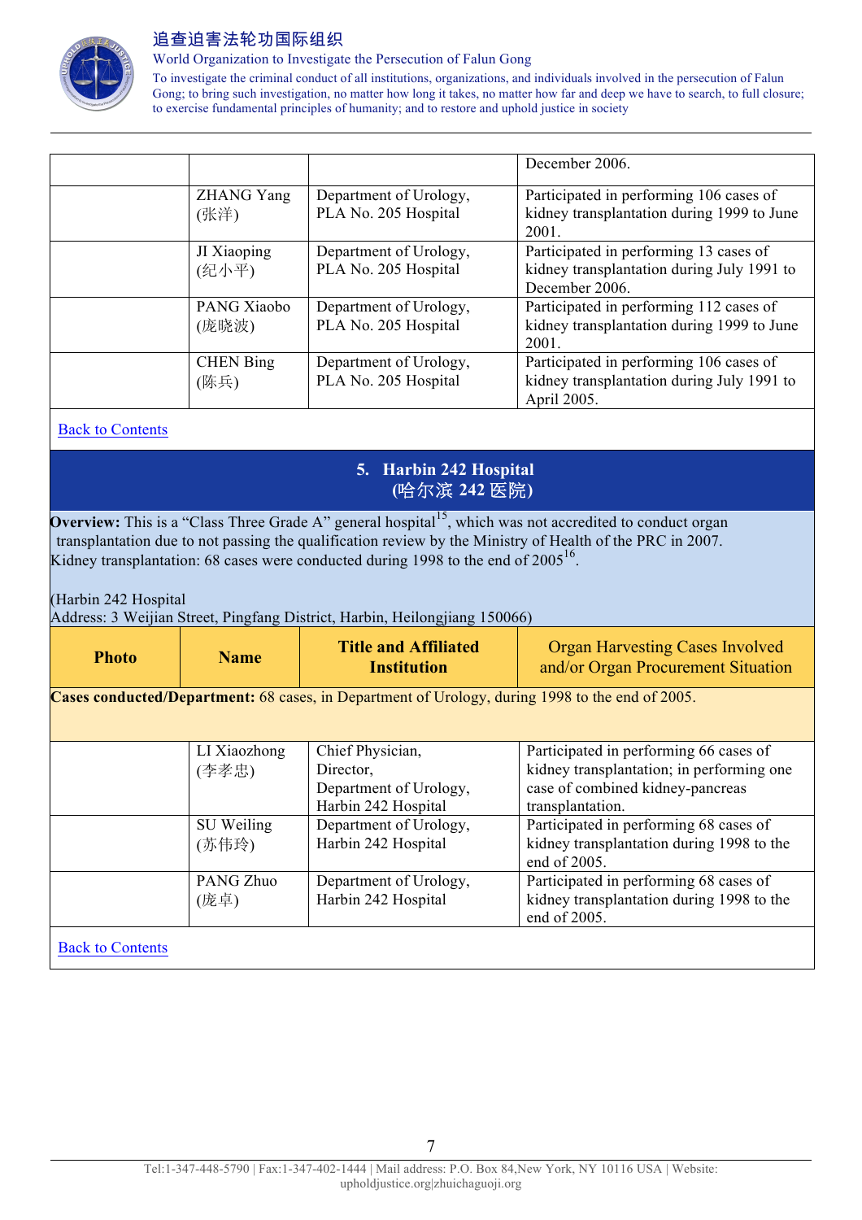| Photo | Name | Title and Affiliated Institution | Organ Harvesting Cases Involved and/or Organ Procurement Situation |
|---|---|---|---|
| | | | December 2006. |
| | ZHANG Yang (张洋) | Department of Urology, PLA No. 205 Hospital | Participated in performing 106 cases of kidney transplantation during 1999 to June 2001. |
| | JI Xiaoping (纪小平) | Department of Urology, PLA No. 205 Hospital | Participated in performing 13 cases of kidney transplantation during July 1991 to December 2006. |
| | PANG Xiaobo (庞晓波) | Department of Urology, PLA No. 205 Hospital | Participated in performing 112 cases of kidney transplantation during 1999 to June 2001. |
| | CHEN Bing (陈兵) | Department of Urology, PLA No. 205 Hospital | Participated in performing 106 cases of kidney transplantation during July 1991 to April 2005. |

Back to Contents

## 5. Harbin 242 Hospital (哈尔滨 242 医院)

**Overview:** This is a “Class Three Grade A” general hospital[15], which was not accredited to conduct organ transplantation due to not passing the qualification review by the Ministry of Health of the PRC in 2007.
Kidney transplantation: 68 cases were conducted during 1998 to the end of 2005[16].

(Harbin 242 Hospital
Address: 3 Weijian Street, Pingfang District, Harbin, Heilongjiang 150066)

| Photo | Name | Title and Affiliated Institution | Organ Harvesting Cases Involved and/or Organ Procurement Situation |
|---|---|---|---|
| **Cases conducted/Department:** 68 cases, in Department of Urology, during 1998 to the end of 2005. | | | |
| | LI Xiaozhong (李孝忠) | Chief Physician, Director, Department of Urology, Harbin 242 Hospital | Participated in performing 66 cases of kidney transplantation; in performing one case of combined kidney-pancreas transplantation. |
| | SU Weiling (苏伟玲) | Department of Urology, Harbin 242 Hospital | Participated in performing 68 cases of kidney transplantation during 1998 to the end of 2005. |
| | PANG Zhuo (庞卓) | Department of Urology, Harbin 242 Hospital | Participated in performing 68 cases of kidney transplantation during 1998 to the end of 2005. |

Back to Contents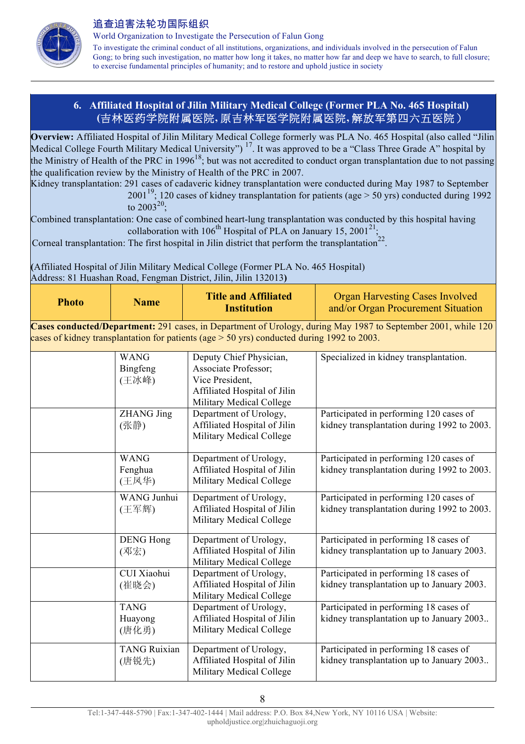## 6. Affiliated Hospital of Jilin Military Medical College (Former PLA No. 465 Hospital) (吉林医药学院附属医院,原吉林军医学院附属医院,解放军第四六五医院)

**Overview:** Affiliated Hospital of Jilin Military Medical College formerly was PLA No. 465 Hospital (also called "Jilin Medical College Fourth Military Medical University") [17]. It was approved to be a "Class Three Grade A" hospital by the Ministry of Health of the PRC in 1996[18]; but was not accredited to conduct organ transplantation due to not passing the qualification review by the Ministry of Health of the PRC in 2007.

Kidney transplantation: 291 cases of cadaveric kidney transplantation were conducted during May 1987 to September 2001[19]; 120 cases of kidney transplantation for patients (age > 50 yrs) conducted during 1992 to 2003[20];

Combined transplantation: One case of combined heart-lung transplantation was conducted by this hospital having collaboration with 106th Hospital of PLA on January 15, 2001[21];

Corneal transplantation: The first hospital in Jilin district that perform the transplantation[22].

**(**Affiliated Hospital of Jilin Military Medical College (Former PLA No. 465 Hospital) Address: 81 Huashan Road, Fengman District, Jilin, Jilin 132013**)**

| Photo | Name | Title and Affiliated Institution | Organ Harvesting Cases Involved and/or Organ Procurement Situation |
|---|---|---|---|
| **Cases conducted/Department:** 291 cases, in Department of Urology, during May 1987 to September 2001, while 120 cases of kidney transplantation for patients (age > 50 yrs) conducted during 1992 to 2003. | | | |
| | WANG Bingfeng (王冰峰) | Deputy Chief Physician, Associate Professor; Vice President, Affiliated Hospital of Jilin Military Medical College | Specialized in kidney transplantation. |
| | ZHANG Jing (张静) | Department of Urology, Affiliated Hospital of Jilin Military Medical College | Participated in performing 120 cases of kidney transplantation during 1992 to 2003. |
| | WANG Fenghua (王凤华) | Department of Urology, Affiliated Hospital of Jilin Military Medical College | Participated in performing 120 cases of kidney transplantation during 1992 to 2003. |
| | WANG Junhui (王军辉) | Department of Urology, Affiliated Hospital of Jilin Military Medical College | Participated in performing 120 cases of kidney transplantation during 1992 to 2003. |
| | DENG Hong (邓宏) | Department of Urology, Affiliated Hospital of Jilin Military Medical College | Participated in performing 18 cases of kidney transplantation up to January 2003. |
| | CUI Xiaohui (崔晓会) | Department of Urology, Affiliated Hospital of Jilin Military Medical College | Participated in performing 18 cases of kidney transplantation up to January 2003. |
| | TANG Huayong (唐化勇) | Department of Urology, Affiliated Hospital of Jilin Military Medical College | Participated in performing 18 cases of kidney transplantation up to January 2003.. |
| | TANG Ruixian (唐锐先) | Department of Urology, Affiliated Hospital of Jilin Military Medical College | Participated in performing 18 cases of kidney transplantation up to January 2003.. |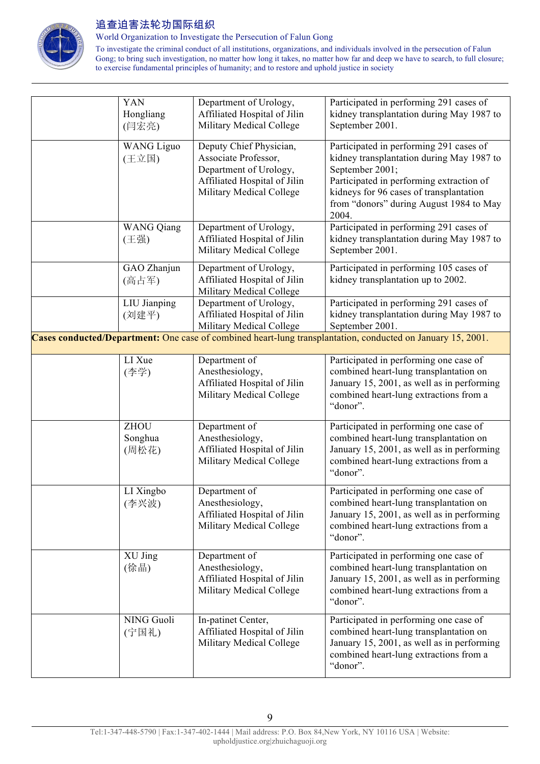|  |  |  |  |
|---|---|---|---|
|  | YAN Hongliang (闫宏亮) | Department of Urology, Affiliated Hospital of Jilin Military Medical College | Participated in performing 291 cases of kidney transplantation during May 1987 to September 2001. |
|  | WANG Liguo (王立国) | Deputy Chief Physician, Associate Professor, Department of Urology, Affiliated Hospital of Jilin Military Medical College | Participated in performing 291 cases of kidney transplantation during May 1987 to September 2001; Participated in performing extraction of kidneys for 96 cases of transplantation from "donors" during August 1984 to May 2004. |
|  | WANG Qiang (王强) | Department of Urology, Affiliated Hospital of Jilin Military Medical College | Participated in performing 291 cases of kidney transplantation during May 1987 to September 2001. |
|  | GAO Zhanjun (高占军) | Department of Urology, Affiliated Hospital of Jilin Military Medical College | Participated in performing 105 cases of kidney transplantation up to 2002. |
|  | LIU Jianping (刘建平) | Department of Urology, Affiliated Hospital of Jilin Military Medical College | Participated in performing 291 cases of kidney transplantation during May 1987 to September 2001. |
| **Cases conducted/Department:** One case of combined heart-lung transplantation, conducted on January 15, 2001. | | | |
|  | LI Xue (李学) | Department of Anesthesiology, Affiliated Hospital of Jilin Military Medical College | Participated in performing one case of combined heart-lung transplantation on January 15, 2001, as well as in performing combined heart-lung extractions from a "donor". |
|  | ZHOU Songhua (周松花) | Department of Anesthesiology, Affiliated Hospital of Jilin Military Medical College | Participated in performing one case of combined heart-lung transplantation on January 15, 2001, as well as in performing combined heart-lung extractions from a "donor". |
|  | LI Xingbo (李兴波) | Department of Anesthesiology, Affiliated Hospital of Jilin Military Medical College | Participated in performing one case of combined heart-lung transplantation on January 15, 2001, as well as in performing combined heart-lung extractions from a "donor". |
|  | XU Jing (徐晶) | Department of Anesthesiology, Affiliated Hospital of Jilin Military Medical College | Participated in performing one case of combined heart-lung transplantation on January 15, 2001, as well as in performing combined heart-lung extractions from a "donor". |
|  | NING Guoli (宁国礼) | In-patinet Center, Affiliated Hospital of Jilin Military Medical College | Participated in performing one case of combined heart-lung transplantation on January 15, 2001, as well as in performing combined heart-lung extractions from a "donor". |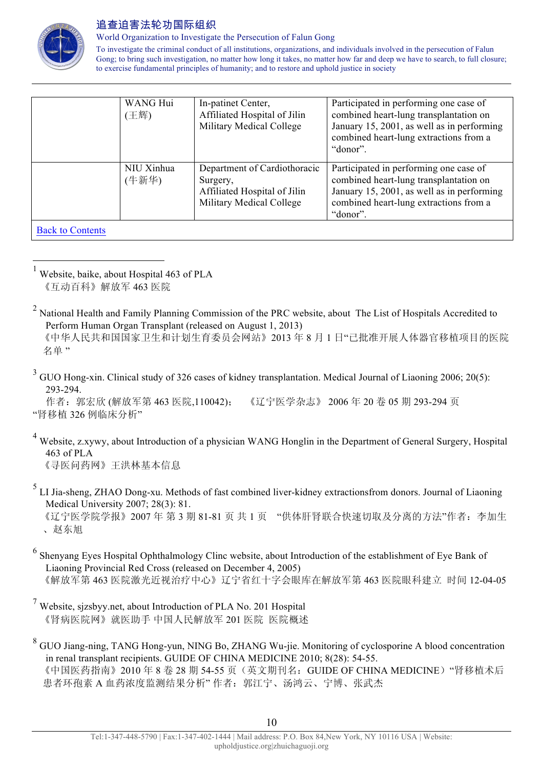|  | WANG Hui (王辉) | In-patinet Center, Affiliated Hospital of Jilin Military Medical College | Participated in performing one case of combined heart-lung transplantation on January 15, 2001, as well as in performing combined heart-lung extractions from a “donor”. |
|---|---|---|---|
|  | NIU Xinhua (牛新华) | Department of Cardiothoracic Surgery, Affiliated Hospital of Jilin Military Medical College | Participated in performing one case of combined heart-lung transplantation on January 15, 2001, as well as in performing combined heart-lung extractions from a “donor”. |
| Back to Contents | | | |

---

[1] Website, baike, about Hospital 463 of PLA
《互动百科》解放军 463 医院

[2] National Health and Family Planning Commission of the PRC website, about The List of Hospitals Accredited to Perform Human Organ Transplant (released on August 1, 2013)
《中华人民共和国国家卫生和计划生育委员会网站》2013 年 8 月 1 日“已批准开展人体器官移植项目的医院名单 ”

[3] GUO Hong-xin. Clinical study of 326 cases of kidney transplantation. Medical Journal of Liaoning 2006; 20(5): 293-294.
作者：郭宏欣 (解放军第 463 医院,110042); 《辽宁医学杂志》 2006 年 20 卷 05 期 293-294 页
“肾移植 326 例临床分析”

[4] Website, z.xywy, about Introduction of a physician WANG Honglin in the Department of General Surgery, Hospital 463 of PLA
《寻医问药网》王洪林基本信息

[5] LI Jia-sheng, ZHAO Dong-xu. Methods of fast combined liver-kidney extractionsfrom donors. Journal of Liaoning Medical University 2007; 28(3): 81.
《辽宁医学院学报》2007 年 第 3 期 81-81 页 共 1 页 “供体肝肾联合快速切取及分离的方法”作者：李加生、赵东旭

[6] Shenyang Eyes Hospital Ophthalmology Clinc website, about Introduction of the establishment of Eye Bank of Liaoning Provincial Red Cross (released on December 4, 2005)
《解放军第 463 医院激光近视治疗中心》辽宁省红十字会眼库在解放军第 463 医院眼科建立 时间 12-04-05

[7] Website, sjzsbyy.net, about Introduction of PLA No. 201 Hospital
《肾病医院网》就医助手 中国人民解放军 201 医院 医院概述

[8] GUO Jiang-ning, TANG Hong-yun, NING Bo, ZHANG Wu-jie. Monitoring of cyclosporine A blood concentration in renal transplant recipients. GUIDE OF CHINA MEDICINE 2010; 8(28): 54-55.
《中国医药指南》2010 年 8 卷 28 期 54-55 页（英文期刊名：GUIDE OF CHINA MEDICINE）“肾移植术后患者环孢素 A 血药浓度监测结果分析” 作者：郭江宁、汤鸿云、宁博、张武杰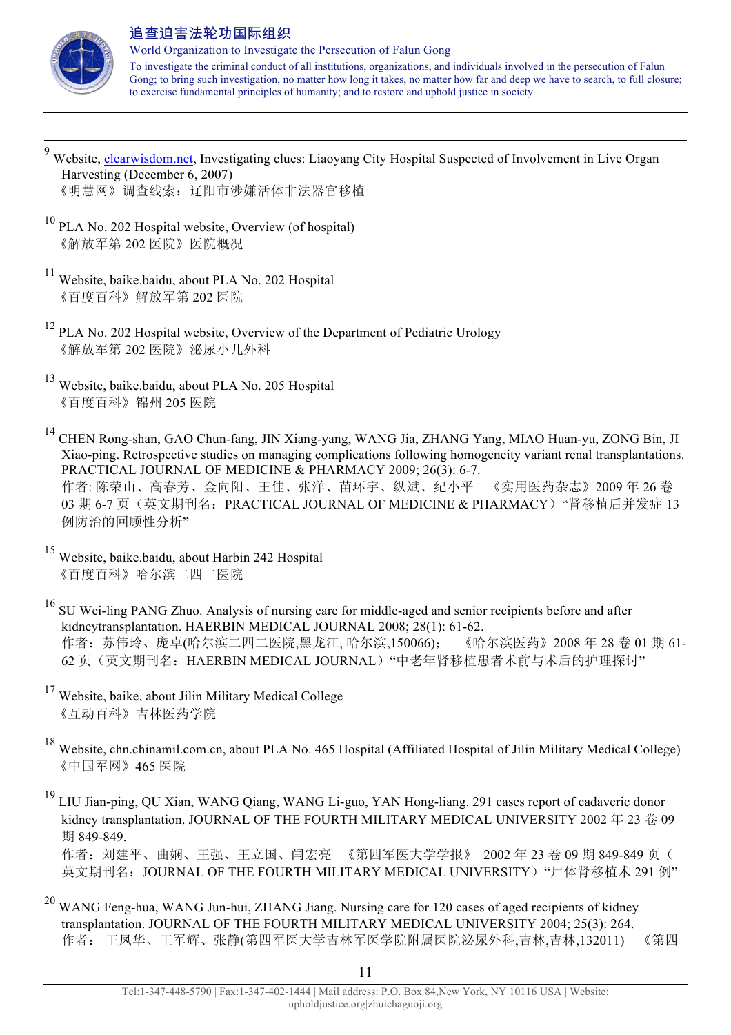[9] Website, clearwisdom.net, Investigating clues: Liaoyang City Hospital Suspected of Involvement in Live Organ Harvesting (December 6, 2007)
《明慧网》调查线索：辽阳市涉嫌活体非法器官移植

[10] PLA No. 202 Hospital website, Overview (of hospital)
《解放军第 202 医院》医院概况

[11] Website, baike.baidu, about PLA No. 202 Hospital
《百度百科》解放军第 202 医院

[12] PLA No. 202 Hospital website, Overview of the Department of Pediatric Urology
《解放军第 202 医院》泌尿小儿外科

[13] Website, baike.baidu, about PLA No. 205 Hospital
《百度百科》锦州 205 医院

[14] CHEN Rong-shan, GAO Chun-fang, JIN Xiang-yang, WANG Jia, ZHANG Yang, MIAO Huan-yu, ZONG Bin, JI Xiao-ping. Retrospective studies on managing complications following homogeneity variant renal transplantations. PRACTICAL JOURNAL OF MEDICINE & PHARMACY 2009; 26(3): 6-7.
作者: 陈荣山、高春芳、金向阳、王佳、张洋、苗环宇、纵斌、纪小平 《实用医药杂志》2009 年 26 卷 03 期 6-7 页（英文期刊名：PRACTICAL JOURNAL OF MEDICINE & PHARMACY）"肾移植后并发症 13 例防治的回顾性分析"

[15] Website, baike.baidu, about Harbin 242 Hospital
《百度百科》哈尔滨二四二医院

[16] SU Wei-ling PANG Zhuo. Analysis of nursing care for middle-aged and senior recipients before and after kidneytransplantation. HAERBIN MEDICAL JOURNAL 2008; 28(1): 61-62.
作者：苏伟玲、庞卓(哈尔滨二四二医院,黑龙江, 哈尔滨,150066)； 《哈尔滨医药》2008 年 28 卷 01 期 61-62 页（英文期刊名：HAERBIN MEDICAL JOURNAL）"中老年肾移植患者术前与术后的护理探讨"

[17] Website, baike, about Jilin Military Medical College
《互动百科》吉林医药学院

[18] Website, chn.chinamil.com.cn, about PLA No. 465 Hospital (Affiliated Hospital of Jilin Military Medical College)
《中国军网》465 医院

[19] LIU Jian-ping, QU Xian, WANG Qiang, WANG Li-guo, YAN Hong-liang. 291 cases report of cadaveric donor kidney transplantation. JOURNAL OF THE FOURTH MILITARY MEDICAL UNIVERSITY 2002 年 23 卷 09 期 849-849.
作者：刘建平、曲娴、王强、王立国、闫宏亮 《第四军医大学学报》 2002 年 23 卷 09 期 849-849 页（英文期刊名：JOURNAL OF THE FOURTH MILITARY MEDICAL UNIVERSITY）"尸体肾移植术 291 例"

[20] WANG Feng-hua, WANG Jun-hui, ZHANG Jiang. Nursing care for 120 cases of aged recipients of kidney transplantation. JOURNAL OF THE FOURTH MILITARY MEDICAL UNIVERSITY 2004; 25(3): 264.
作者： 王凤华、王军辉、张静(第四军医大学吉林军医学院附属医院泌尿外科,吉林,吉林,132011) 《第四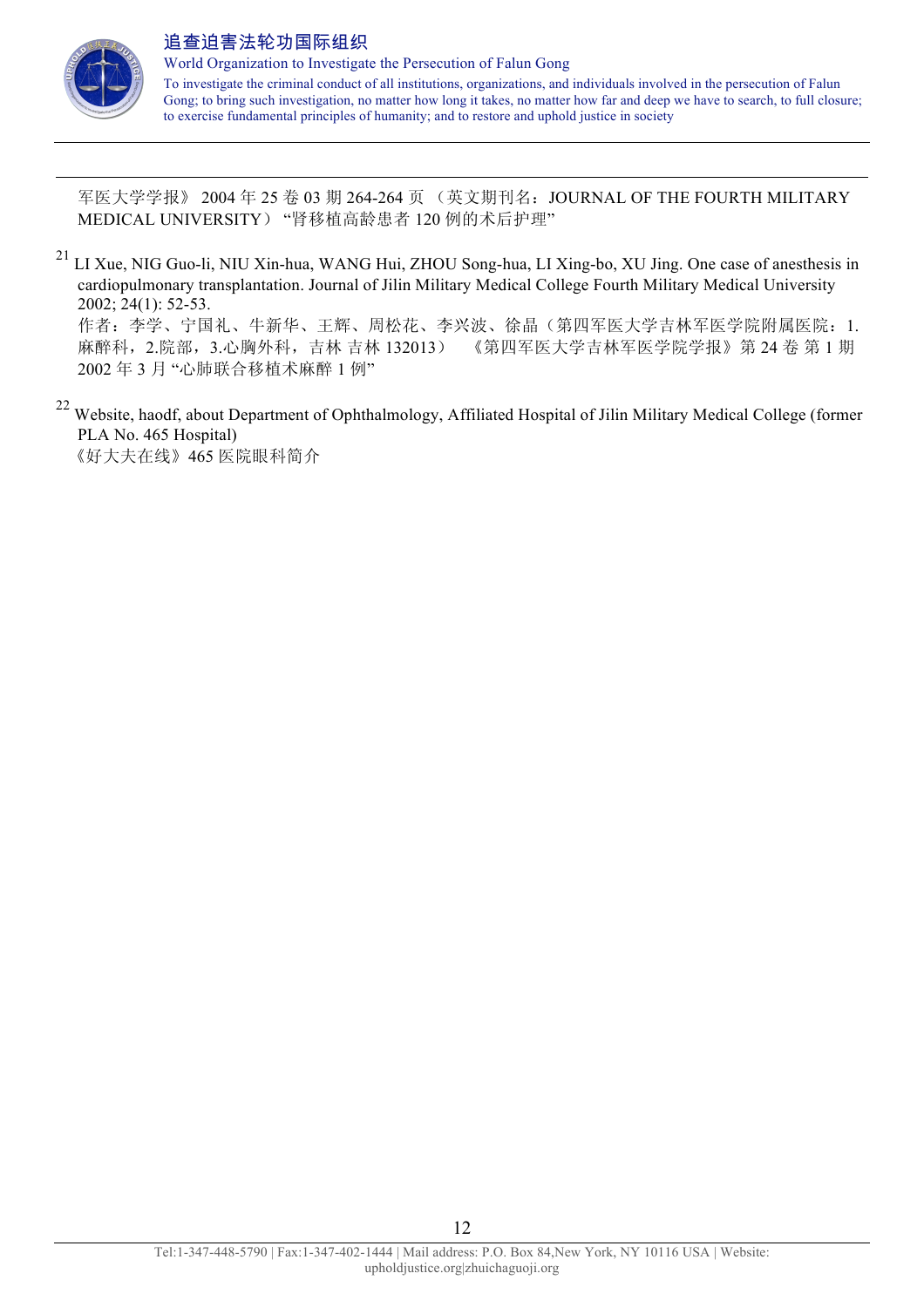军医大学学报》 2004 年 25 卷 03 期 264-264 页 （英文期刊名：JOURNAL OF THE FOURTH MILITARY MEDICAL UNIVERSITY） "肾移植高龄患者 120 例的术后护理"

[21] LI Xue, NIG Guo-li, NIU Xin-hua, WANG Hui, ZHOU Song-hua, LI Xing-bo, XU Jing. One case of anesthesia in cardiopulmonary transplantation. Journal of Jilin Military Medical College Fourth Military Medical University 2002; 24(1): 52-53.
作者：李学、宁国礼、牛新华、王辉、周松花、李兴波、徐晶（第四军医大学吉林军医学院附属医院：1.麻醉科，2.院部，3.心胸外科，吉林 吉林 132013） 《第四军医大学吉林军医学院学报》第 24 卷 第 1 期 2002 年 3 月 "心肺联合移植术麻醉 1 例"

[22] Website, haodf, about Department of Ophthalmology, Affiliated Hospital of Jilin Military Medical College (former PLA No. 465 Hospital)
《好大夫在线》465 医院眼科简介